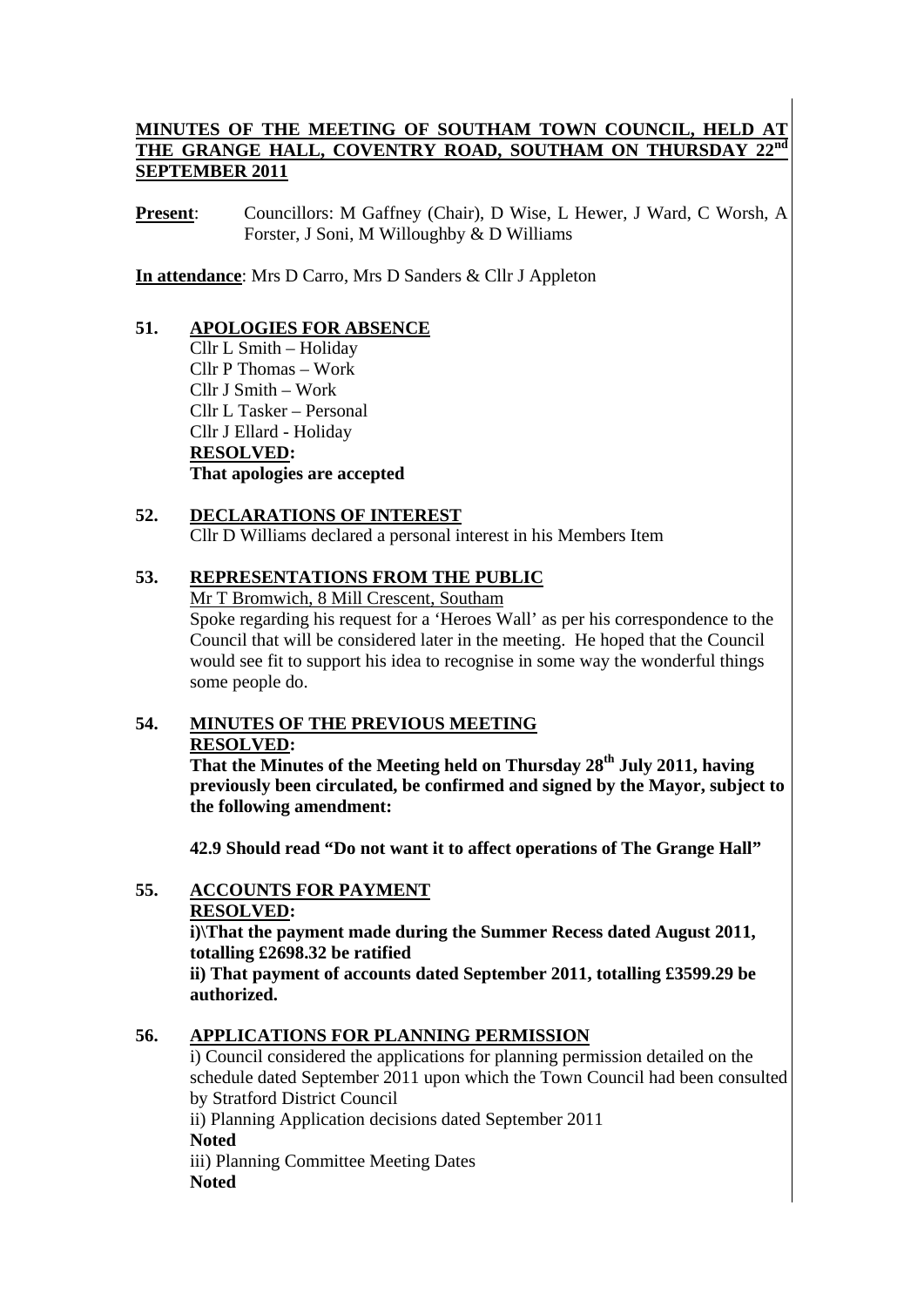# MINUTES OF THE MEETING OF SOUTHAM TOWN COUNCIL, HELD AT THE GRANGE HALL, COVENTRY ROAD, SOUTHAM ON THURSDAY 22nd SEPTEMBER 2011

**Present**: Councillors: M Gaffney (Chair), D Wise, L Hewer, J Ward, C Worsh, A Forster, J Soni, M Willoughby & D Williams

**In attendance**: Mrs D Carro, Mrs D Sanders & Cllr J Appleton

## 51. APOLOGIES FOR ABSENCE

Cllr L Smith – Holiday
Cllr P Thomas – Work
Cllr J Smith – Work
Cllr L Tasker – Personal
Cllr J Ellard - Holiday

**RESOLVED:**
**That apologies are accepted**

## 52. DECLARATIONS OF INTEREST

Cllr D Williams declared a personal interest in his Members Item

## 53. REPRESENTATIONS FROM THE PUBLIC

Mr T Bromwich, 8 Mill Crescent, Southam

Spoke regarding his request for a 'Heroes Wall' as per his correspondence to the Council that will be considered later in the meeting. He hoped that the Council would see fit to support his idea to recognise in some way the wonderful things some people do.

## 54. MINUTES OF THE PREVIOUS MEETING

**RESOLVED:**
**That the Minutes of the Meeting held on Thursday 28th July 2011, having previously been circulated, be confirmed and signed by the Mayor, subject to the following amendment:**

**42.9 Should read "Do not want it to affect operations of The Grange Hall"**

## 55. ACCOUNTS FOR PAYMENT

**RESOLVED:**
**i)\That the payment made during the Summer Recess dated August 2011, totalling £2698.32 be ratified**
**ii) That payment of accounts dated September 2011, totalling £3599.29 be authorized.**

## 56. APPLICATIONS FOR PLANNING PERMISSION

i) Council considered the applications for planning permission detailed on the schedule dated September 2011 upon which the Town Council had been consulted by Stratford District Council
ii) Planning Application decisions dated September 2011
**Noted**
iii) Planning Committee Meeting Dates
**Noted**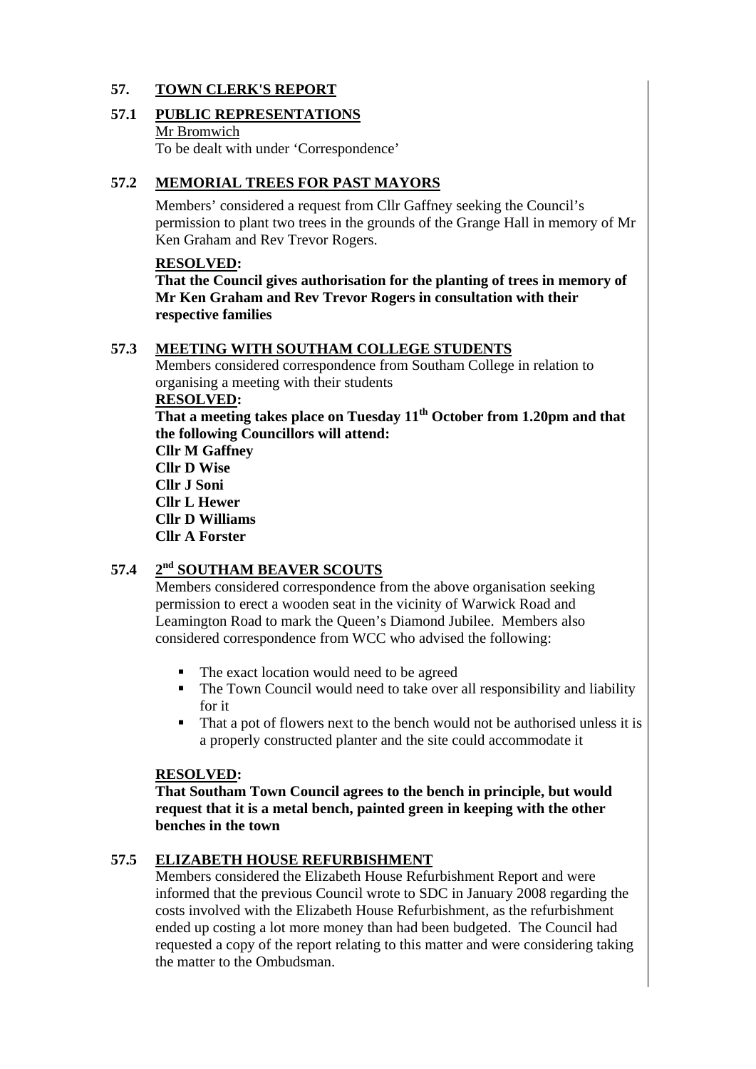## 57. TOWN CLERK'S REPORT

### 57.1 PUBLIC REPRESENTATIONS

Mr Bromwich

To be dealt with under 'Correspondence'

### 57.2 MEMORIAL TREES FOR PAST MAYORS

Members' considered a request from Cllr Gaffney seeking the Council's permission to plant two trees in the grounds of the Grange Hall in memory of Mr Ken Graham and Rev Trevor Rogers.

**RESOLVED:**

**That the Council gives authorisation for the planting of trees in memory of Mr Ken Graham and Rev Trevor Rogers in consultation with their respective families**

### 57.3 MEETING WITH SOUTHAM COLLEGE STUDENTS

Members considered correspondence from Southam College in relation to organising a meeting with their students

**RESOLVED:**

**That a meeting takes place on Tuesday 11th October from 1.20pm and that the following Councillors will attend:**

**Cllr M Gaffney**
**Cllr D Wise**
**Cllr J Soni**
**Cllr L Hewer**
**Cllr D Williams**
**Cllr A Forster**

### 57.4 2nd SOUTHAM BEAVER SCOUTS

Members considered correspondence from the above organisation seeking permission to erect a wooden seat in the vicinity of Warwick Road and Leamington Road to mark the Queen's Diamond Jubilee. Members also considered correspondence from WCC who advised the following:

- The exact location would need to be agreed
- The Town Council would need to take over all responsibility and liability for it
- That a pot of flowers next to the bench would not be authorised unless it is a properly constructed planter and the site could accommodate it

**RESOLVED:**

**That Southam Town Council agrees to the bench in principle, but would request that it is a metal bench, painted green in keeping with the other benches in the town**

### 57.5 ELIZABETH HOUSE REFURBISHMENT

Members considered the Elizabeth House Refurbishment Report and were informed that the previous Council wrote to SDC in January 2008 regarding the costs involved with the Elizabeth House Refurbishment, as the refurbishment ended up costing a lot more money than had been budgeted. The Council had requested a copy of the report relating to this matter and were considering taking the matter to the Ombudsman.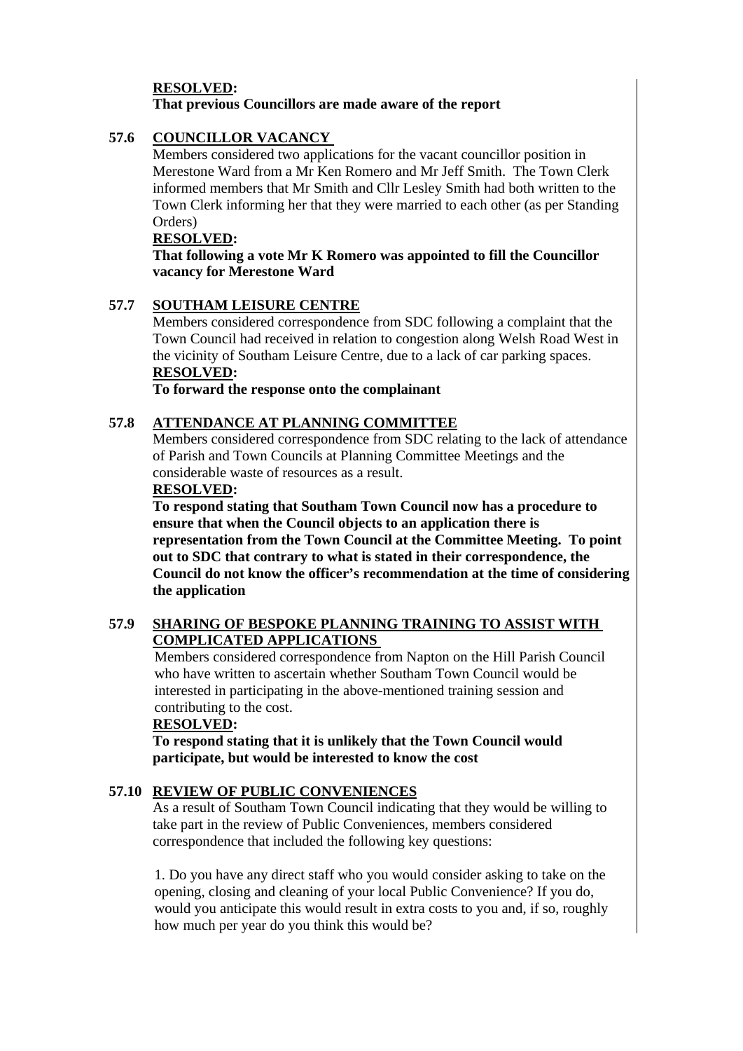**RESOLVED:**
**That previous Councillors are made aware of the report**

## 57.6 COUNCILLOR VACANCY

Members considered two applications for the vacant councillor position in Merestone Ward from a Mr Ken Romero and Mr Jeff Smith. The Town Clerk informed members that Mr Smith and Cllr Lesley Smith had both written to the Town Clerk informing her that they were married to each other (as per Standing Orders)

**RESOLVED:**
**That following a vote Mr K Romero was appointed to fill the Councillor vacancy for Merestone Ward**

## 57.7 SOUTHAM LEISURE CENTRE

Members considered correspondence from SDC following a complaint that the Town Council had received in relation to congestion along Welsh Road West in the vicinity of Southam Leisure Centre, due to a lack of car parking spaces.

**RESOLVED:**
**To forward the response onto the complainant**

## 57.8 ATTENDANCE AT PLANNING COMMITTEE

Members considered correspondence from SDC relating to the lack of attendance of Parish and Town Councils at Planning Committee Meetings and the considerable waste of resources as a result.

**RESOLVED:**
**To respond stating that Southam Town Council now has a procedure to ensure that when the Council objects to an application there is representation from the Town Council at the Committee Meeting. To point out to SDC that contrary to what is stated in their correspondence, the Council do not know the officer's recommendation at the time of considering the application**

## 57.9 SHARING OF BESPOKE PLANNING TRAINING TO ASSIST WITH COMPLICATED APPLICATIONS

Members considered correspondence from Napton on the Hill Parish Council who have written to ascertain whether Southam Town Council would be interested in participating in the above-mentioned training session and contributing to the cost.

**RESOLVED:**
**To respond stating that it is unlikely that the Town Council would participate, but would be interested to know the cost**

## 57.10 REVIEW OF PUBLIC CONVENIENCES

As a result of Southam Town Council indicating that they would be willing to take part in the review of Public Conveniences, members considered correspondence that included the following key questions:

1. Do you have any direct staff who you would consider asking to take on the opening, closing and cleaning of your local Public Convenience? If you do, would you anticipate this would result in extra costs to you and, if so, roughly how much per year do you think this would be?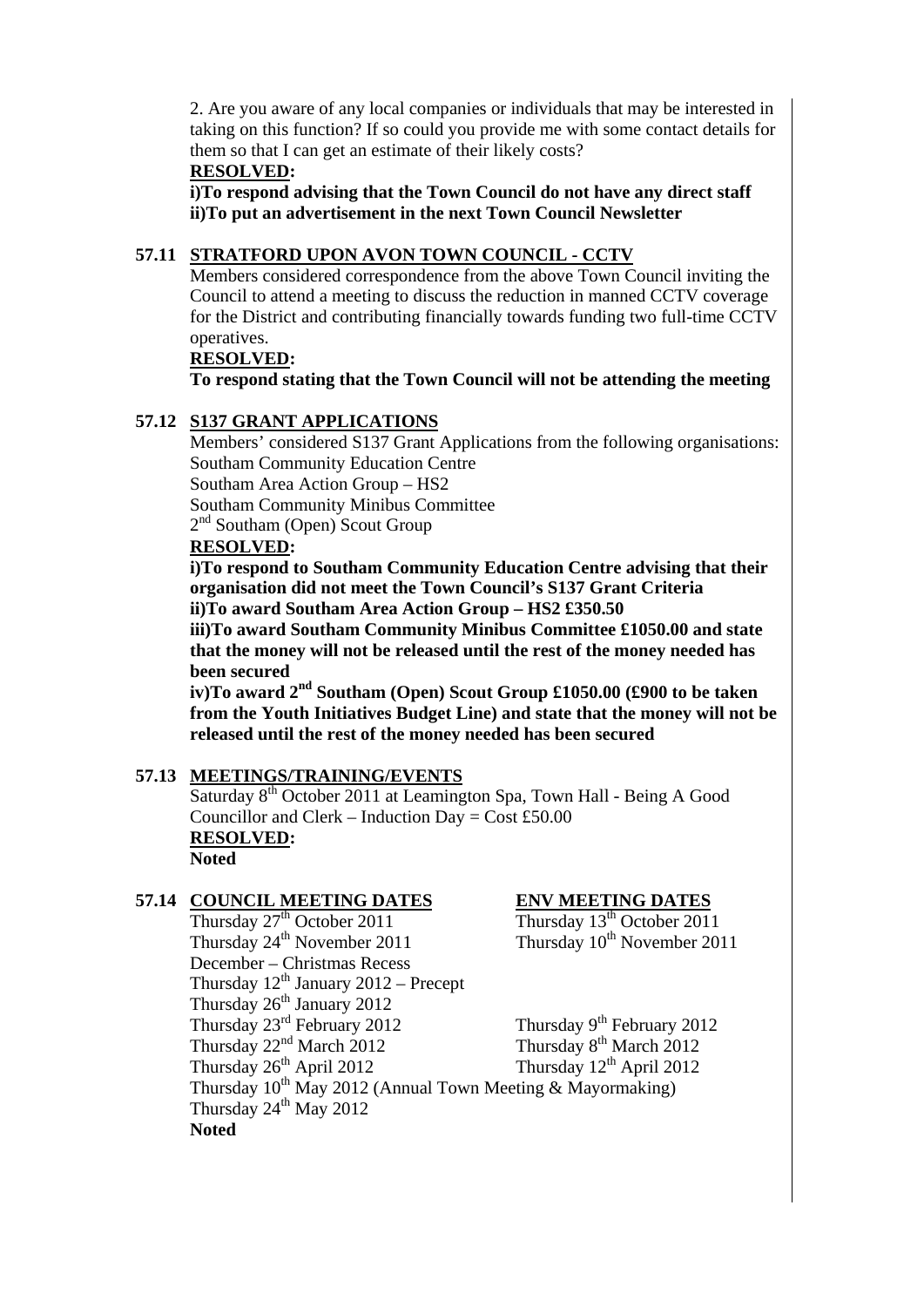2. Are you aware of any local companies or individuals that may be interested in taking on this function? If so could you provide me with some contact details for them so that I can get an estimate of their likely costs?

**RESOLVED:**

**i)To respond advising that the Town Council do not have any direct staff**
**ii)To put an advertisement in the next Town Council Newsletter**

### 57.11 STRATFORD UPON AVON TOWN COUNCIL - CCTV

Members considered correspondence from the above Town Council inviting the Council to attend a meeting to discuss the reduction in manned CCTV coverage for the District and contributing financially towards funding two full-time CCTV operatives.

**RESOLVED:**

**To respond stating that the Town Council will not be attending the meeting**

### 57.12 S137 GRANT APPLICATIONS

Members' considered S137 Grant Applications from the following organisations:
Southam Community Education Centre
Southam Area Action Group – HS2
Southam Community Minibus Committee
2nd Southam (Open) Scout Group

**RESOLVED:**

**i)To respond to Southam Community Education Centre advising that their organisation did not meet the Town Council's S137 Grant Criteria**
**ii)To award Southam Area Action Group – HS2 £350.50**
**iii)To award Southam Community Minibus Committee £1050.00 and state that the money will not be released until the rest of the money needed has been secured**
**iv)To award 2nd Southam (Open) Scout Group £1050.00 (£900 to be taken from the Youth Initiatives Budget Line) and state that the money will not be released until the rest of the money needed has been secured**

### 57.13 MEETINGS/TRAINING/EVENTS

Saturday 8th October 2011 at Leamington Spa, Town Hall - Being A Good Councillor and Clerk – Induction Day = Cost £50.00

**RESOLVED:**

**Noted**

### 57.14 COUNCIL MEETING DATES

| COUNCIL MEETING DATES | ENV MEETING DATES |
|---|---|
| Thursday 27th October 2011 | Thursday 13th October 2011 |
| Thursday 24th November 2011 | Thursday 10th November 2011 |
| December – Christmas Recess | |
| Thursday 12th January 2012 – Precept | |
| Thursday 26th January 2012 | |
| Thursday 23rd February 2012 | Thursday 9th February 2012 |
| Thursday 22nd March 2012 | Thursday 8th March 2012 |
| Thursday 26th April 2012 | Thursday 12th April 2012 |
| Thursday 10th May 2012 (Annual Town Meeting & Mayormaking) | |
| Thursday 24th May 2012 | |

**Noted**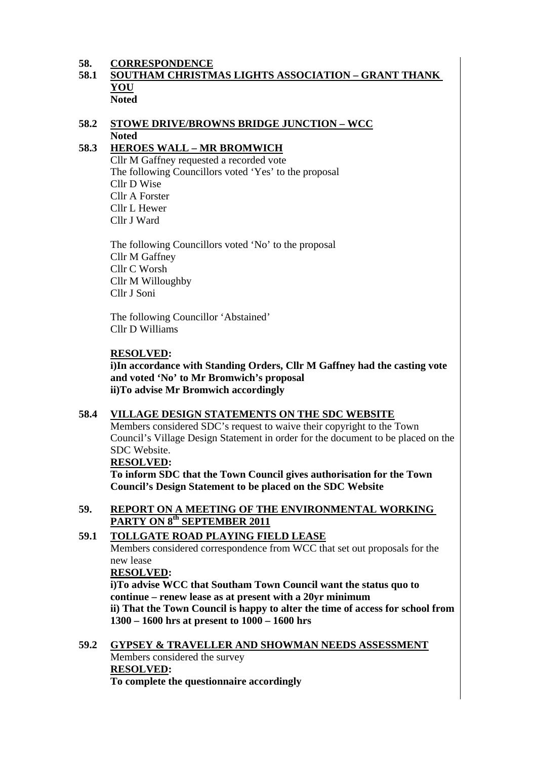## 58. CORRESPONDENCE

### 58.1 SOUTHAM CHRISTMAS LIGHTS ASSOCIATION – GRANT THANK YOU

**Noted**

### 58.2 STOWE DRIVE/BROWNS BRIDGE JUNCTION – WCC

**Noted**

### 58.3 HEROES WALL – MR BROMWICH

Cllr M Gaffney requested a recorded vote

The following Councillors voted 'Yes' to the proposal

Cllr D Wise
Cllr A Forster
Cllr L Hewer
Cllr J Ward

The following Councillors voted 'No' to the proposal

Cllr M Gaffney
Cllr C Worsh
Cllr M Willoughby
Cllr J Soni

The following Councillor 'Abstained'

Cllr D Williams

**RESOLVED:**

**i)In accordance with Standing Orders, Cllr M Gaffney had the casting vote and voted 'No' to Mr Bromwich's proposal**
**ii)To advise Mr Bromwich accordingly**

### 58.4 VILLAGE DESIGN STATEMENTS ON THE SDC WEBSITE

Members considered SDC's request to waive their copyright to the Town Council's Village Design Statement in order for the document to be placed on the SDC Website.

**RESOLVED:**

**To inform SDC that the Town Council gives authorisation for the Town Council's Design Statement to be placed on the SDC Website**

## 59. REPORT ON A MEETING OF THE ENVIRONMENTAL WORKING PARTY ON 8th SEPTEMBER 2011

### 59.1 TOLLGATE ROAD PLAYING FIELD LEASE

Members considered correspondence from WCC that set out proposals for the new lease

**RESOLVED:**

**i)To advise WCC that Southam Town Council want the status quo to continue – renew lease as at present with a 20yr minimum**
**ii) That the Town Council is happy to alter the time of access for school from 1300 – 1600 hrs at present to 1000 – 1600 hrs**

### 59.2 GYPSEY & TRAVELLER AND SHOWMAN NEEDS ASSESSMENT

Members considered the survey

**RESOLVED:**

**To complete the questionnaire accordingly**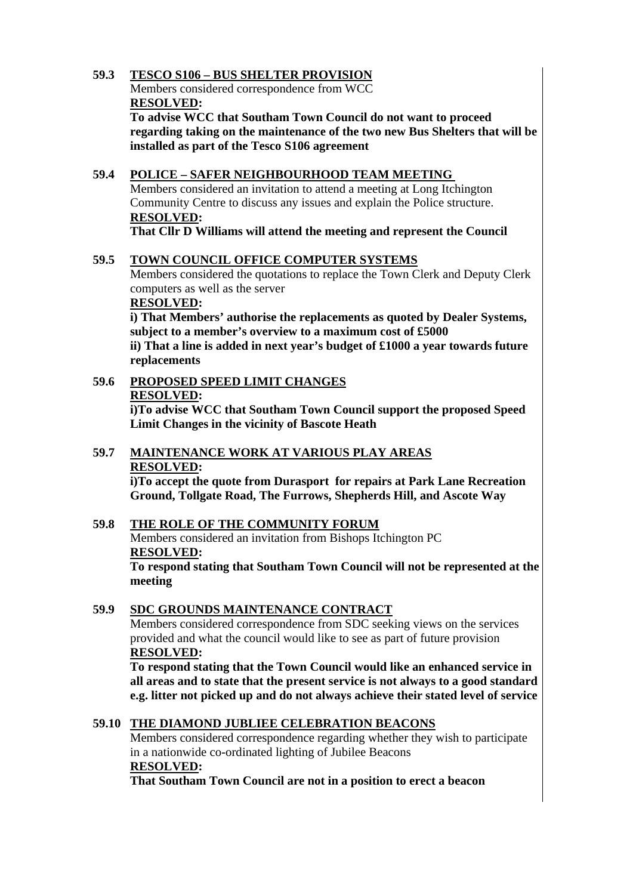**59.3 TESCO S106 – BUS SHELTER PROVISION**

Members considered correspondence from WCC

**RESOLVED:**

**To advise WCC that Southam Town Council do not want to proceed regarding taking on the maintenance of the two new Bus Shelters that will be installed as part of the Tesco S106 agreement**

**59.4 POLICE – SAFER NEIGHBOURHOOD TEAM MEETING**

Members considered an invitation to attend a meeting at Long Itchington Community Centre to discuss any issues and explain the Police structure.

**RESOLVED:**

**That Cllr D Williams will attend the meeting and represent the Council**

**59.5 TOWN COUNCIL OFFICE COMPUTER SYSTEMS**

Members considered the quotations to replace the Town Clerk and Deputy Clerk computers as well as the server

**RESOLVED:**

**i) That Members' authorise the replacements as quoted by Dealer Systems, subject to a member's overview to a maximum cost of £5000**

**ii) That a line is added in next year's budget of £1000 a year towards future replacements**

**59.6 PROPOSED SPEED LIMIT CHANGES**

**RESOLVED:**

**i)To advise WCC that Southam Town Council support the proposed Speed Limit Changes in the vicinity of Bascote Heath**

**59.7 MAINTENANCE WORK AT VARIOUS PLAY AREAS**

**RESOLVED:**

**i)To accept the quote from Durasport for repairs at Park Lane Recreation Ground, Tollgate Road, The Furrows, Shepherds Hill, and Ascote Way**

**59.8 THE ROLE OF THE COMMUNITY FORUM**

Members considered an invitation from Bishops Itchington PC

**RESOLVED:**

**To respond stating that Southam Town Council will not be represented at the meeting**

**59.9 SDC GROUNDS MAINTENANCE CONTRACT**

Members considered correspondence from SDC seeking views on the services provided and what the council would like to see as part of future provision

**RESOLVED:**

**To respond stating that the Town Council would like an enhanced service in all areas and to state that the present service is not always to a good standard e.g. litter not picked up and do not always achieve their stated level of service**

**59.10 THE DIAMOND JUBLIEE CELEBRATION BEACONS**

Members considered correspondence regarding whether they wish to participate in a nationwide co-ordinated lighting of Jubilee Beacons

**RESOLVED:**

**That Southam Town Council are not in a position to erect a beacon**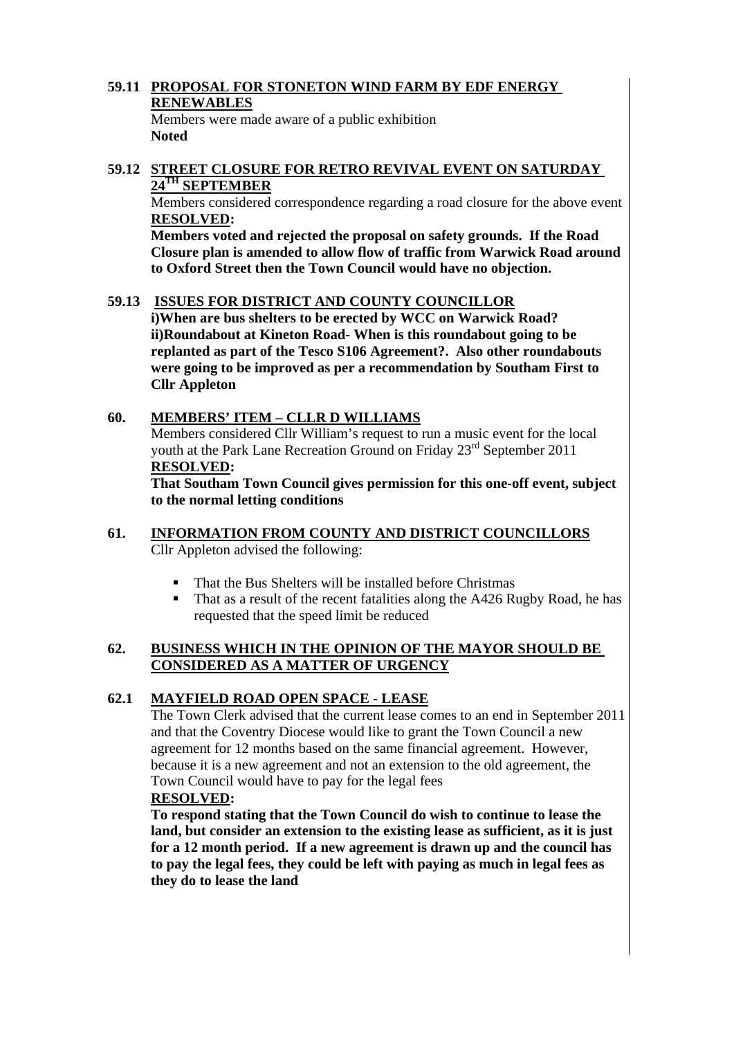**59.11 PROPOSAL FOR STONETON WIND FARM BY EDF ENERGY RENEWABLES**

Members were made aware of a public exhibition

**Noted**

**59.12 STREET CLOSURE FOR RETRO REVIVAL EVENT ON SATURDAY 24TH SEPTEMBER**

Members considered correspondence regarding a road closure for the above event

**RESOLVED:**

**Members voted and rejected the proposal on safety grounds. If the Road Closure plan is amended to allow flow of traffic from Warwick Road around to Oxford Street then the Town Council would have no objection.**

**59.13 ISSUES FOR DISTRICT AND COUNTY COUNCILLOR**

**i)When are bus shelters to be erected by WCC on Warwick Road?**
**ii)Roundabout at Kineton Road- When is this roundabout going to be replanted as part of the Tesco S106 Agreement?. Also other roundabouts were going to be improved as per a recommendation by Southam First to Cllr Appleton**

**60. MEMBERS' ITEM – CLLR D WILLIAMS**

Members considered Cllr William's request to run a music event for the local youth at the Park Lane Recreation Ground on Friday 23rd September 2011

**RESOLVED:**

**That Southam Town Council gives permission for this one-off event, subject to the normal letting conditions**

**61. INFORMATION FROM COUNTY AND DISTRICT COUNCILLORS**

Cllr Appleton advised the following:

- That the Bus Shelters will be installed before Christmas
- That as a result of the recent fatalities along the A426 Rugby Road, he has requested that the speed limit be reduced

**62. BUSINESS WHICH IN THE OPINION OF THE MAYOR SHOULD BE CONSIDERED AS A MATTER OF URGENCY**

**62.1 MAYFIELD ROAD OPEN SPACE - LEASE**

The Town Clerk advised that the current lease comes to an end in September 2011 and that the Coventry Diocese would like to grant the Town Council a new agreement for 12 months based on the same financial agreement. However, because it is a new agreement and not an extension to the old agreement, the Town Council would have to pay for the legal fees

**RESOLVED:**

**To respond stating that the Town Council do wish to continue to lease the land, but consider an extension to the existing lease as sufficient, as it is just for a 12 month period. If a new agreement is drawn up and the council has to pay the legal fees, they could be left with paying as much in legal fees as they do to lease the land**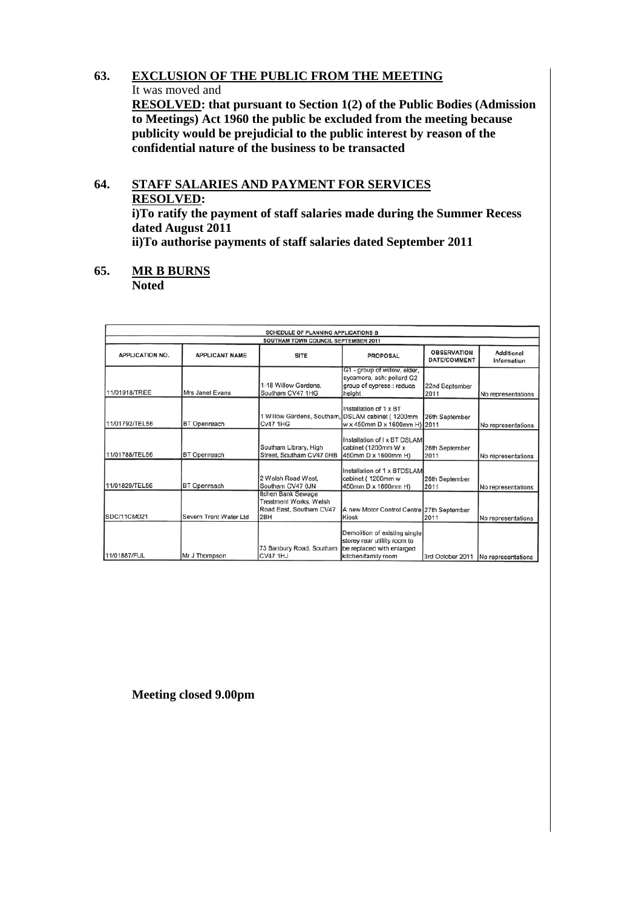**63. EXCLUSION OF THE PUBLIC FROM THE MEETING**

It was moved and

**RESOLVED: that pursuant to Section 1(2) of the Public Bodies (Admission to Meetings) Act 1960 the public be excluded from the meeting because publicity would be prejudicial to the public interest by reason of the confidential nature of the business to be transacted**

**64. STAFF SALARIES AND PAYMENT FOR SERVICES**

**RESOLVED:**

**i)To ratify the payment of staff salaries made during the Summer Recess dated August 2011**

**ii)To authorise payments of staff salaries dated September 2011**

**65. MR B BURNS**

**Noted**

SCHEDULE OF PLANNING APPLICATIONS B
SOUTHAM TOWN COUNCIL SEPTEMBER 2011

| APPLICATION NO. | APPLICANT NAME | SITE | PROPOSAL | OBSERVATION DATE/COMMENT | Additional Information |
|---|---|---|---|---|---|
| 11/01918/TREE | Mrs Janet Evans | 1-18 Willow Gardens, Southam CV47 1HG | G1 - group of willow, elder, sycamore, ash: pollard G2 group of cypress : reduce height | 22nd September 2011 | No representations |
| 11/01792/TEL56 | BT Openreach | 1 Willow Gardens, Southam, Cv47 1HG | Installation of 1 x BT DSLAM cabinet ( 1200mm w x 450mm D x 1600mm H) | 26th September 2011 | No representations |
| 11/01788/TEL56 | BT Openreach | Southam Library, High Street, Southam CV47 0HB | Installation of I x BT DSLAM cabinet (1200mm W x 450mm D x 1600mm H) | 26th September 2011 | No representations |
| 11/01829/TEL56 | BT Openreach | 2 Welsh Road West, Southam CV47 0JN | Installation of 1 x BTDSLAM cabinet ( 1200mm w 450mm D x 1600mm H) | 26th September 2011 | No representations |
| SDC/11CM021 | Severn Trent Water Ltd | Itchen Bank Sewage Treatment Works, Welsh Road East, Southam CV47 2BH | A new Motor Control Centre Kiosk | 27th September 2011 | No representations |
| 11/01887/FUL | Mr J Thompson | 73 Banbury Road, Southam CV47 1HJ | Demolition of existing single storey rear utility room to be replaced with enlarged kitchen/family room | 3rd October 2011 | No representations |

**Meeting closed 9.00pm**